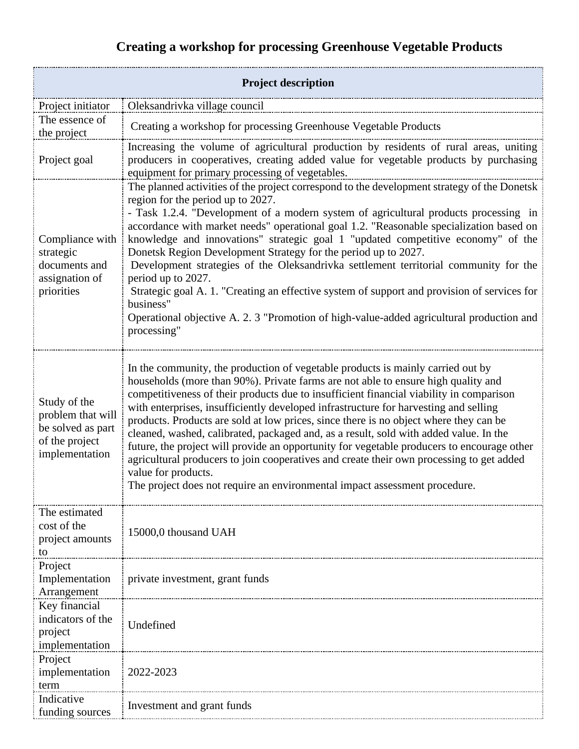# Creating a workshop for processing Greenhouse Vegetable Products

| Project description | |
|---|---|
| Project initiator | Oleksandrivka village council |
| The essence of the project | Creating a workshop for processing Greenhouse Vegetable Products |
| Project goal | Increasing the volume of agricultural production by residents of rural areas, uniting producers in cooperatives, creating added value for vegetable products by purchasing equipment for primary processing of vegetables. |
| Compliance with strategic documents and assignation of priorities | The planned activities of the project correspond to the development strategy of the Donetsk region for the period up to 2027.<br>- Task 1.2.4. "Development of a modern system of agricultural products processing in accordance with market needs" operational goal 1.2. "Reasonable specialization based on knowledge and innovations" strategic goal 1 "updated competitive economy" of the Donetsk Region Development Strategy for the period up to 2027.<br>Development strategies of the Oleksandrivka settlement territorial community for the period up to 2027.<br>Strategic goal A. 1. "Creating an effective system of support and provision of services for business"<br>Operational objective A. 2. 3 "Promotion of high-value-added agricultural production and processing" |
| Study of the problem that will be solved as part of the project implementation | In the community, the production of vegetable products is mainly carried out by households (more than 90%). Private farms are not able to ensure high quality and competitiveness of their products due to insufficient financial viability in comparison with enterprises, insufficiently developed infrastructure for harvesting and selling products. Products are sold at low prices, since there is no object where they can be cleaned, washed, calibrated, packaged and, as a result, sold with added value. In the future, the project will provide an opportunity for vegetable producers to encourage other agricultural producers to join cooperatives and create their own processing to get added value for products.<br>The project does not require an environmental impact assessment procedure. |
| The estimated cost of the project amounts to | 15000,0 thousand UAH |
| Project Implementation Arrangement | private investment, grant funds |
| Key financial indicators of the project implementation | Undefined |
| Project implementation term | 2022-2023 |
| Indicative funding sources | Investment and grant funds |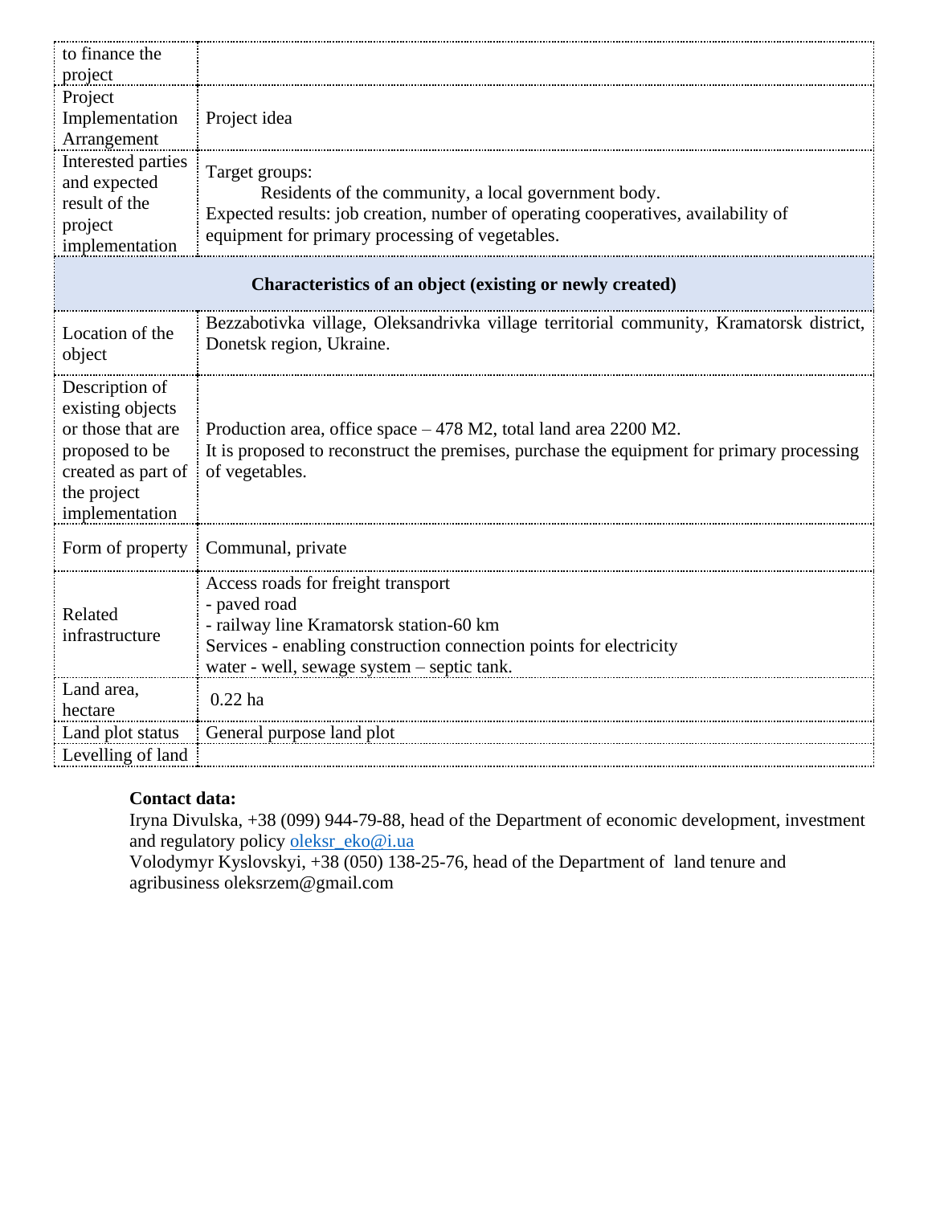| | |
|---|---|
| to finance the project | |
| Project Implementation Arrangement | Project idea |
| Interested parties and expected result of the project implementation | Target groups:<br>Residents of the community, a local government body.<br>Expected results: job creation, number of operating cooperatives, availability of equipment for primary processing of vegetables. |
| **Characteristics of an object (existing or newly created)** | |
| Location of the object | Bezzabotivka village, Oleksandrivka village territorial community, Kramatorsk district, Donetsk region, Ukraine. |
| Description of existing objects or those that are proposed to be created as part of the project implementation | Production area, office space – 478 M2, total land area 2200 M2.<br>It is proposed to reconstruct the premises, purchase the equipment for primary processing of vegetables. |
| Form of property | Communal, private |
| Related infrastructure | Access roads for freight transport<br>- paved road<br>- railway line Kramatorsk station-60 km<br>Services - enabling construction connection points for electricity<br>water - well, sewage system – septic tank. |
| Land area, hectare | 0.22 ha |
| Land plot status | General purpose land plot |
| Levelling of land | |

**Contact data:**

Iryna Divulska, +38 (099) 944-79-88, head of the Department of economic development, investment and regulatory policy oleksr_eko@i.ua

Volodymyr Kyslovskyi, +38 (050) 138-25-76, head of the Department of land tenure and agribusiness oleksrzem@gmail.com